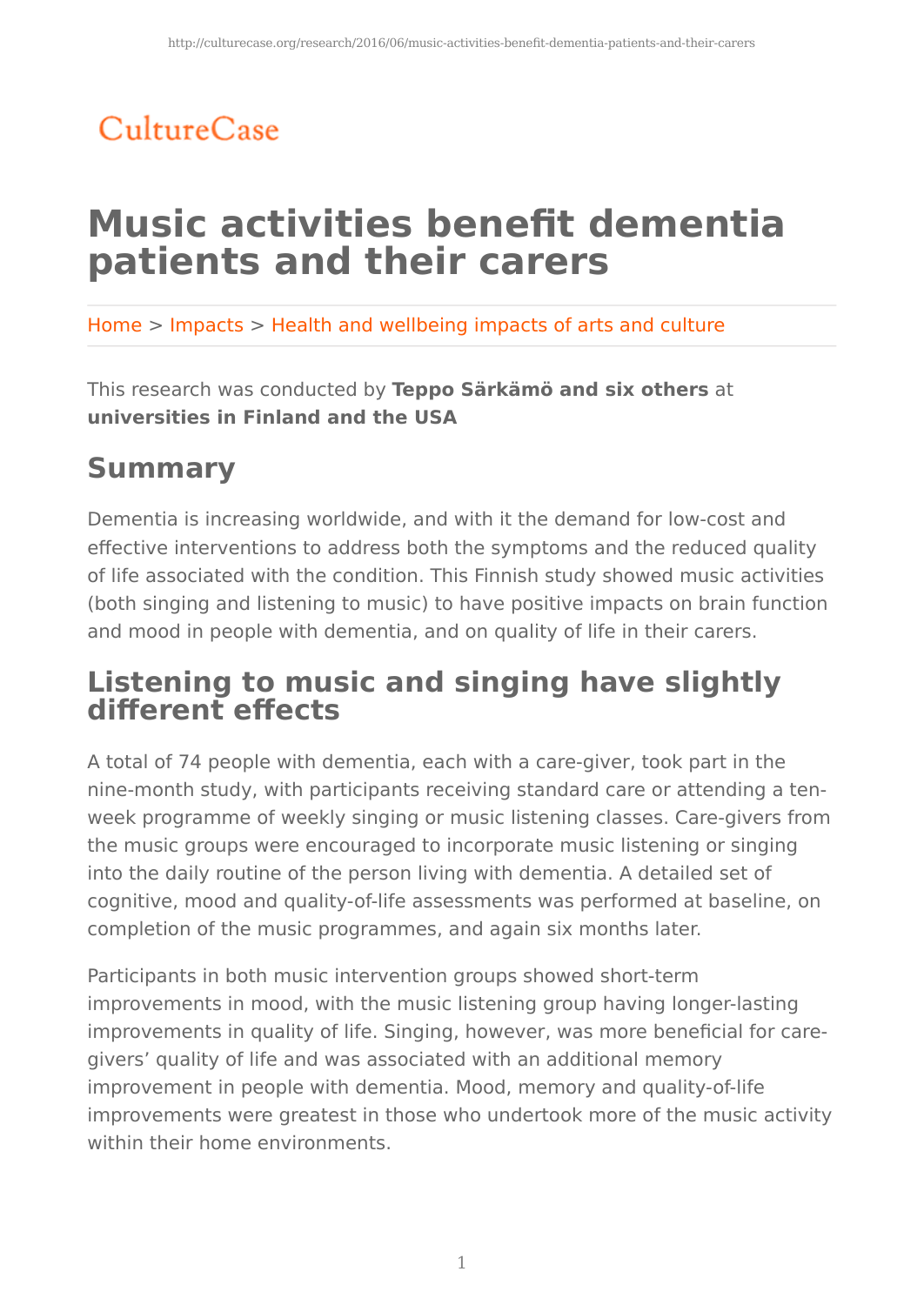CultureCase

# Music activities benefit dementia patients and their carers

Home > Impacts > Health and wellbeing impacts of arts and culture

This research was conducted by **Teppo Särkämö and six others** at **universities in Finland and the USA**

## Summary

Dementia is increasing worldwide, and with it the demand for low-cost and effective interventions to address both the symptoms and the reduced quality of life associated with the condition. This Finnish study showed music activities (both singing and listening to music) to have positive impacts on brain function and mood in people with dementia, and on quality of life in their carers.

## Listening to music and singing have slightly different effects

A total of 74 people with dementia, each with a care-giver, took part in the nine-month study, with participants receiving standard care or attending a ten-week programme of weekly singing or music listening classes. Care-givers from the music groups were encouraged to incorporate music listening or singing into the daily routine of the person living with dementia. A detailed set of cognitive, mood and quality-of-life assessments was performed at baseline, on completion of the music programmes, and again six months later.

Participants in both music intervention groups showed short-term improvements in mood, with the music listening group having longer-lasting improvements in quality of life. Singing, however, was more beneficial for care-givers' quality of life and was associated with an additional memory improvement in people with dementia. Mood, memory and quality-of-life improvements were greatest in those who undertook more of the music activity within their home environments.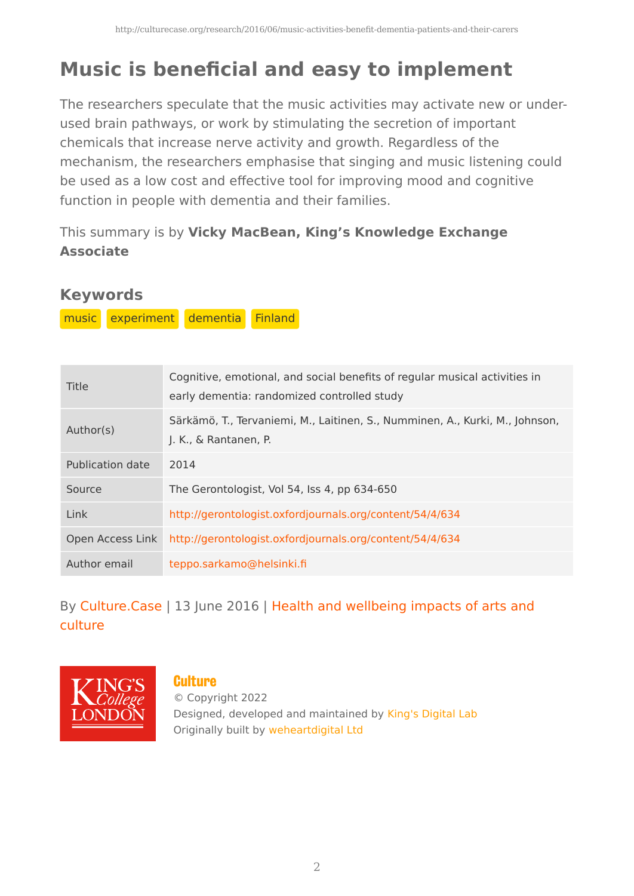## Music is beneficial and easy to implement

The researchers speculate that the music activities may activate new or under-used brain pathways, or work by stimulating the secretion of important chemicals that increase nerve activity and growth. Regardless of the mechanism, the researchers emphasise that singing and music listening could be used as a low cost and effective tool for improving mood and cognitive function in people with dementia and their families.

This summary is by **Vicky MacBean, King's Knowledge Exchange Associate**

### Keywords

music experiment dementia Finland

| | |
|---|---|
| Title | Cognitive, emotional, and social benefits of regular musical activities in early dementia: randomized controlled study |
| Author(s) | Särkämö, T., Tervaniemi, M., Laitinen, S., Numminen, A., Kurki, M., Johnson, J. K., & Rantanen, P. |
| Publication date | 2014 |
| Source | The Gerontologist, Vol 54, Iss 4, pp 634-650 |
| Link | http://gerontologist.oxfordjournals.org/content/54/4/634 |
| Open Access Link | http://gerontologist.oxfordjournals.org/content/54/4/634 |
| Author email | teppo.sarkamo@helsinki.fi |

By Culture.Case | 13 June 2016 | Health and wellbeing impacts of arts and culture

KING'S College LONDON

Culture

© Copyright 2022

Designed, developed and maintained by King's Digital Lab

Originally built by weheartdigital Ltd